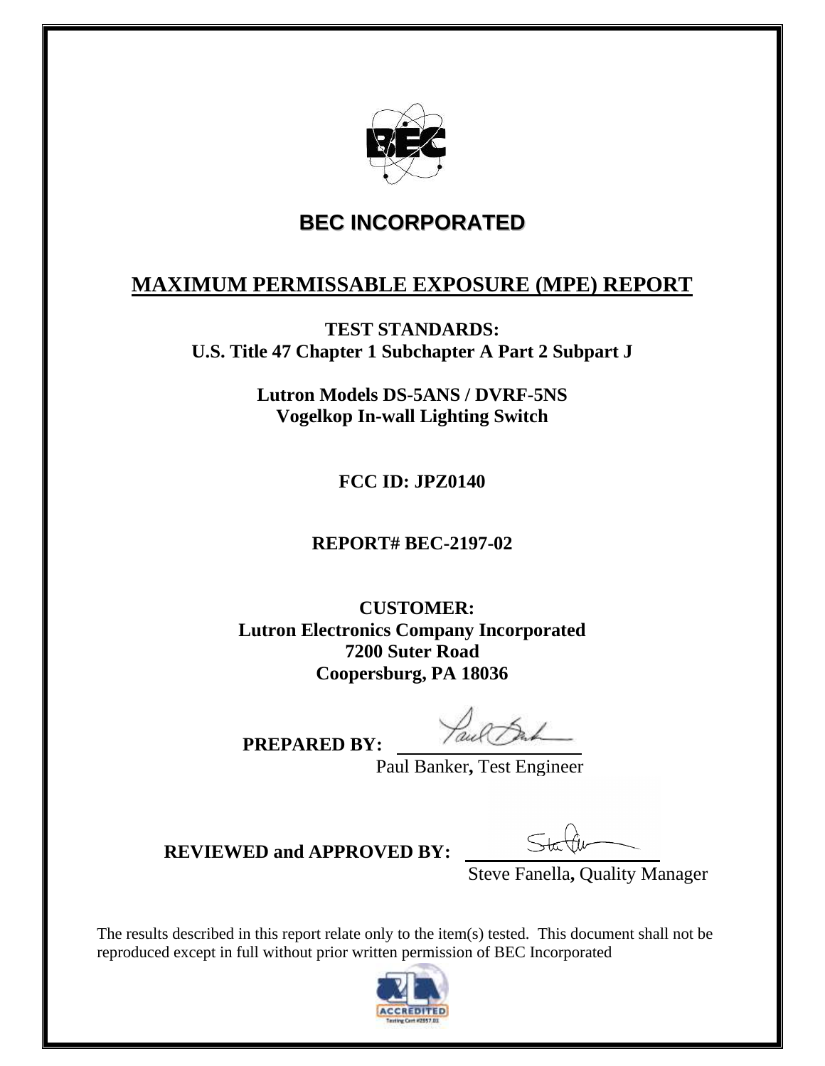# BEC INCORPORATED

## MAXIMUM PERMISSABLE EXPOSURE (MPE) REPORT

**TEST STANDARDS:**
**U.S. Title 47 Chapter 1 Subchapter A Part 2 Subpart J**

**Lutron Models DS-5ANS / DVRF-5NS**
**Vogelkop In-wall Lighting Switch**

**FCC ID: JPZ0140**

**REPORT# BEC-2197-02**

**CUSTOMER:**
**Lutron Electronics Company Incorporated**
**7200 Suter Road**
**Coopersburg, PA 18036**

**PREPARED BY:** ____________________
Paul Banker, Test Engineer

**REVIEWED and APPROVED BY:** ____________________
Steve Fanella, Quality Manager

The results described in this report relate only to the item(s) tested. This document shall not be reproduced except in full without prior written permission of BEC Incorporated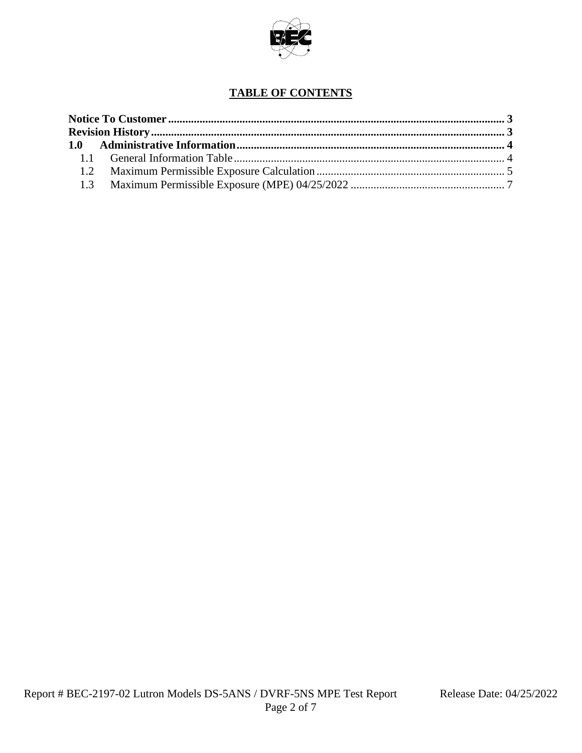## TABLE OF CONTENTS

**Notice To Customer** ........................................................................................................ **3**
**Revision History** ............................................................................................................. **3**
**1.0 Administrative Information** ........................................................................................ **4**
  1.1 General Information Table ........................................................................................ 4
  1.2 Maximum Permissible Exposure Calculation ............................................................ 5
  1.3 Maximum Permissible Exposure (MPE) 04/25/2022 ................................................. 7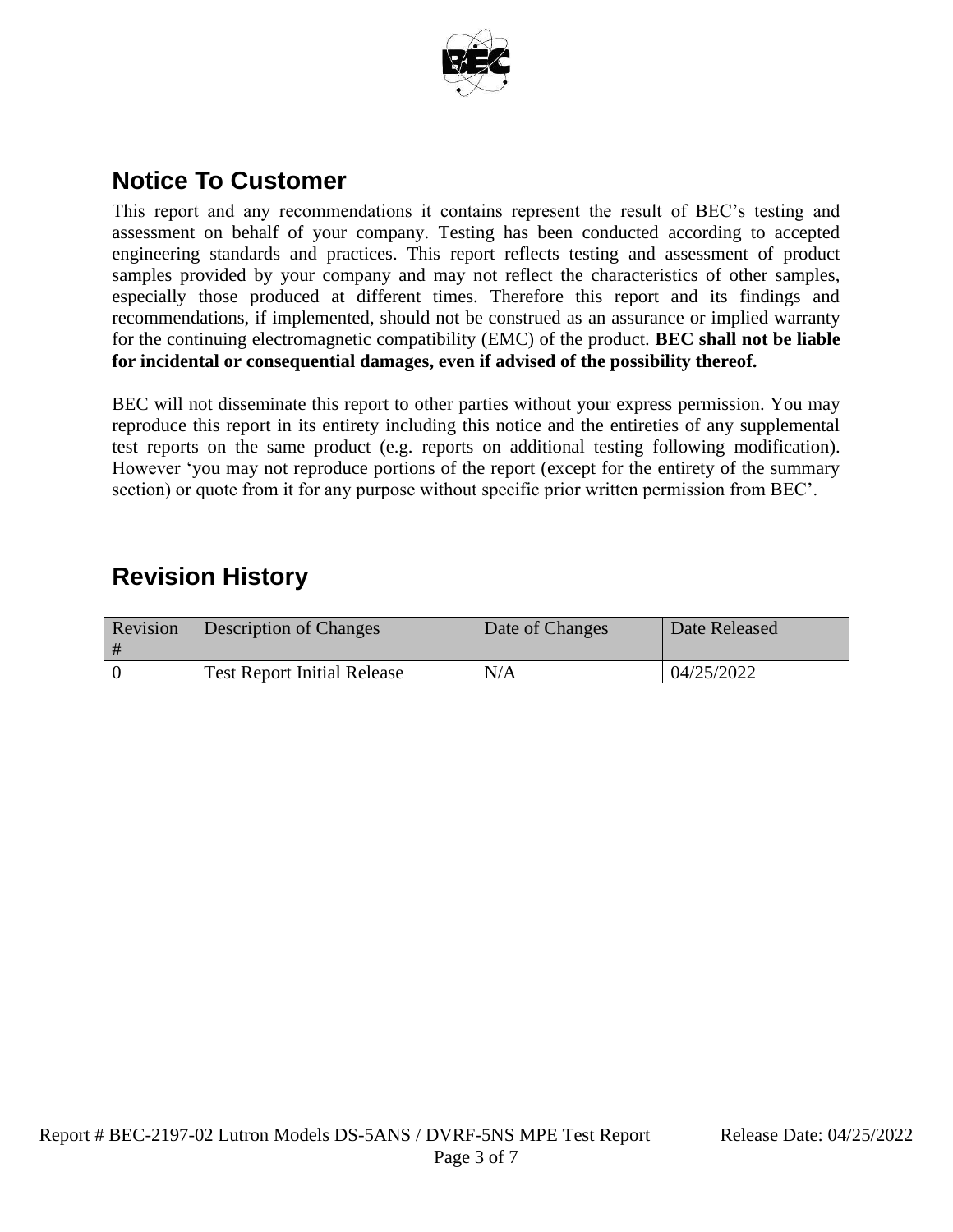## Notice To Customer

This report and any recommendations it contains represent the result of BEC's testing and assessment on behalf of your company. Testing has been conducted according to accepted engineering standards and practices. This report reflects testing and assessment of product samples provided by your company and may not reflect the characteristics of other samples, especially those produced at different times. Therefore this report and its findings and recommendations, if implemented, should not be construed as an assurance or implied warranty for the continuing electromagnetic compatibility (EMC) of the product. **BEC shall not be liable for incidental or consequential damages, even if advised of the possibility thereof.**

BEC will not disseminate this report to other parties without your express permission. You may reproduce this report in its entirety including this notice and the entireties of any supplemental test reports on the same product (e.g. reports on additional testing following modification). However 'you may not reproduce portions of the report (except for the entirety of the summary section) or quote from it for any purpose without specific prior written permission from BEC'.

## Revision History

| Revision # | Description of Changes | Date of Changes | Date Released |
|---|---|---|---|
| 0 | Test Report Initial Release | N/A | 04/25/2022 |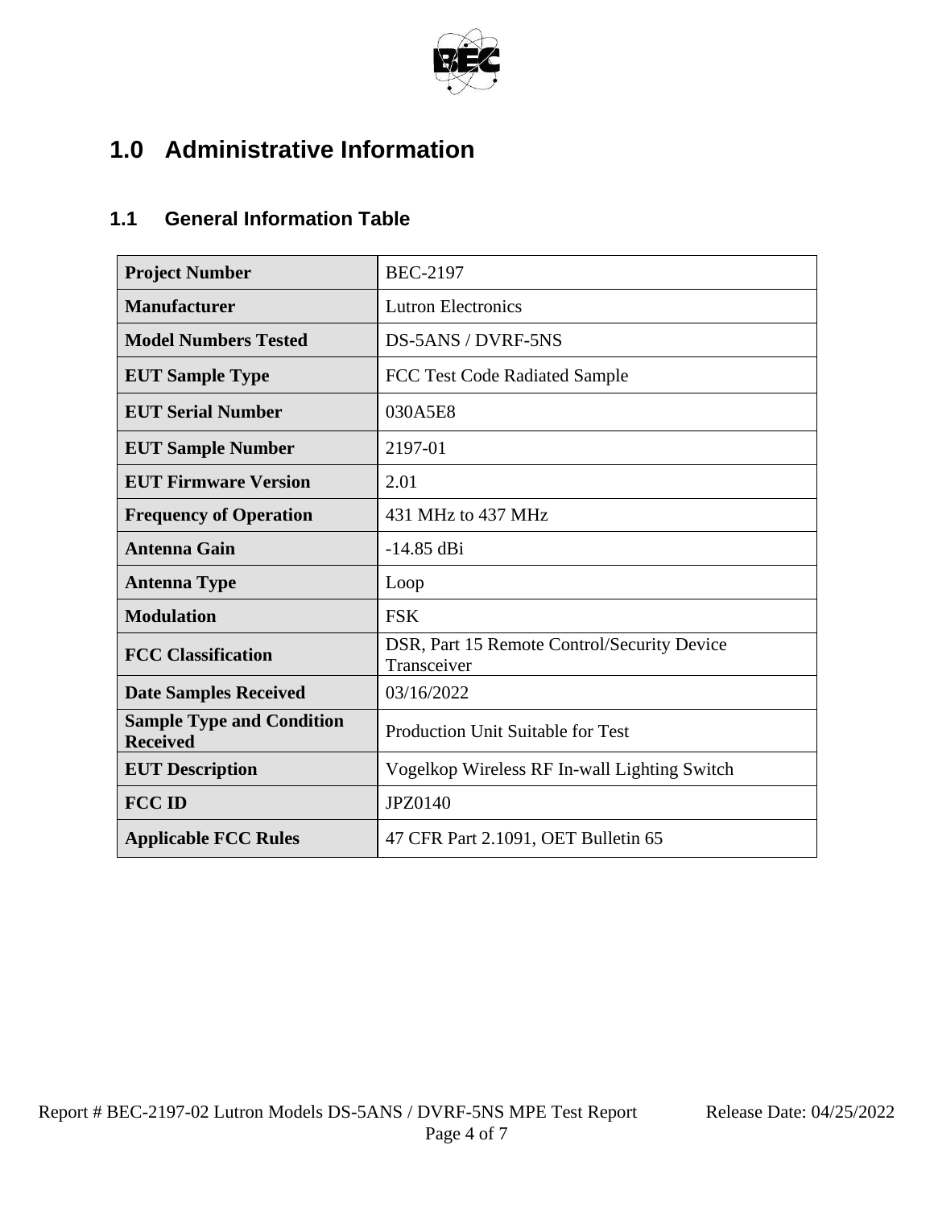# 1.0 Administrative Information

## 1.1 General Information Table

| | |
|---|---|
| **Project Number** | BEC-2197 |
| **Manufacturer** | Lutron Electronics |
| **Model Numbers Tested** | DS-5ANS / DVRF-5NS |
| **EUT Sample Type** | FCC Test Code Radiated Sample |
| **EUT Serial Number** | 030A5E8 |
| **EUT Sample Number** | 2197-01 |
| **EUT Firmware Version** | 2.01 |
| **Frequency of Operation** | 431 MHz to 437 MHz |
| **Antenna Gain** | -14.85 dBi |
| **Antenna Type** | Loop |
| **Modulation** | FSK |
| **FCC Classification** | DSR, Part 15 Remote Control/Security Device Transceiver |
| **Date Samples Received** | 03/16/2022 |
| **Sample Type and Condition Received** | Production Unit Suitable for Test |
| **EUT Description** | Vogelkop Wireless RF In-wall Lighting Switch |
| **FCC ID** | JPZ0140 |
| **Applicable FCC Rules** | 47 CFR Part 2.1091, OET Bulletin 65 |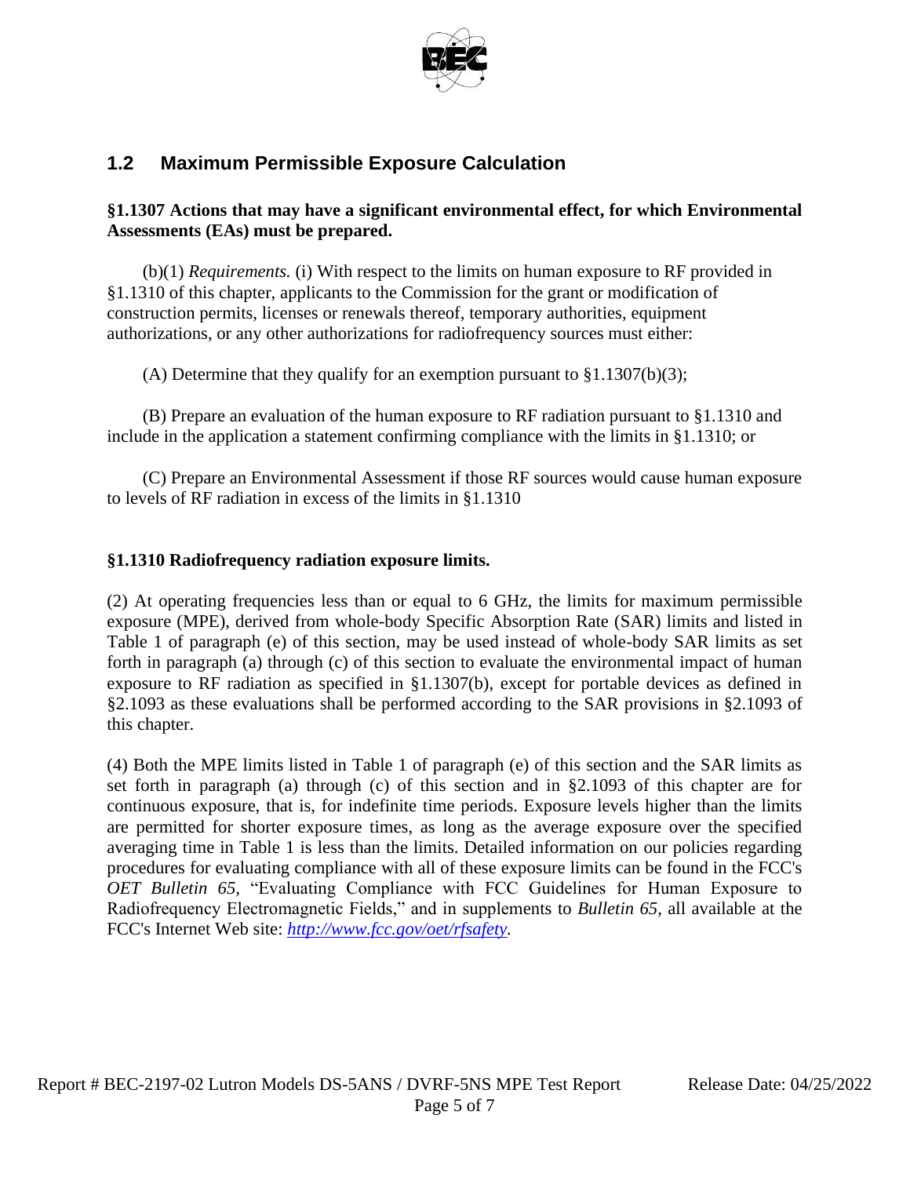## 1.2 Maximum Permissible Exposure Calculation

**§1.1307 Actions that may have a significant environmental effect, for which Environmental Assessments (EAs) must be prepared.**

(b)(1) *Requirements.* (i) With respect to the limits on human exposure to RF provided in §1.1310 of this chapter, applicants to the Commission for the grant or modification of construction permits, licenses or renewals thereof, temporary authorities, equipment authorizations, or any other authorizations for radiofrequency sources must either:

(A) Determine that they qualify for an exemption pursuant to §1.1307(b)(3);

(B) Prepare an evaluation of the human exposure to RF radiation pursuant to §1.1310 and include in the application a statement confirming compliance with the limits in §1.1310; or

(C) Prepare an Environmental Assessment if those RF sources would cause human exposure to levels of RF radiation in excess of the limits in §1.1310

**§1.1310 Radiofrequency radiation exposure limits.**

(2) At operating frequencies less than or equal to 6 GHz, the limits for maximum permissible exposure (MPE), derived from whole-body Specific Absorption Rate (SAR) limits and listed in Table 1 of paragraph (e) of this section, may be used instead of whole-body SAR limits as set forth in paragraph (a) through (c) of this section to evaluate the environmental impact of human exposure to RF radiation as specified in §1.1307(b), except for portable devices as defined in §2.1093 as these evaluations shall be performed according to the SAR provisions in §2.1093 of this chapter.

(4) Both the MPE limits listed in Table 1 of paragraph (e) of this section and the SAR limits as set forth in paragraph (a) through (c) of this section and in §2.1093 of this chapter are for continuous exposure, that is, for indefinite time periods. Exposure levels higher than the limits are permitted for shorter exposure times, as long as the average exposure over the specified averaging time in Table 1 is less than the limits. Detailed information on our policies regarding procedures for evaluating compliance with all of these exposure limits can be found in the FCC's *OET Bulletin 65,* "Evaluating Compliance with FCC Guidelines for Human Exposure to Radiofrequency Electromagnetic Fields," and in supplements to *Bulletin 65,* all available at the FCC's Internet Web site: *http://www.fcc.gov/oet/rfsafety.*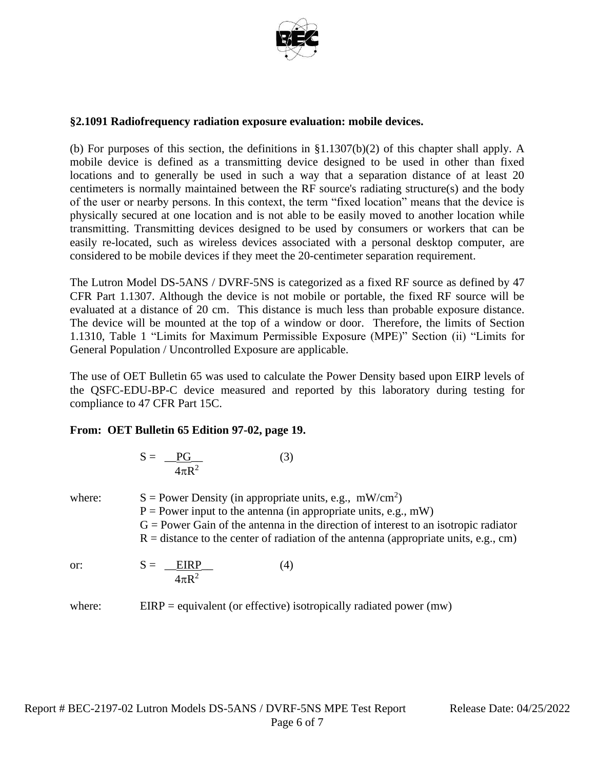**§2.1091 Radiofrequency radiation exposure evaluation: mobile devices.**

(b) For purposes of this section, the definitions in §1.1307(b)(2) of this chapter shall apply. A mobile device is defined as a transmitting device designed to be used in other than fixed locations and to generally be used in such a way that a separation distance of at least 20 centimeters is normally maintained between the RF source's radiating structure(s) and the body of the user or nearby persons. In this context, the term "fixed location" means that the device is physically secured at one location and is not able to be easily moved to another location while transmitting. Transmitting devices designed to be used by consumers or workers that can be easily re-located, such as wireless devices associated with a personal desktop computer, are considered to be mobile devices if they meet the 20-centimeter separation requirement.

The Lutron Model DS-5ANS / DVRF-5NS is categorized as a fixed RF source as defined by 47 CFR Part 1.1307. Although the device is not mobile or portable, the fixed RF source will be evaluated at a distance of 20 cm. This distance is much less than probable exposure distance. The device will be mounted at the top of a window or door. Therefore, the limits of Section 1.1310, Table 1 "Limits for Maximum Permissible Exposure (MPE)" Section (ii) "Limits for General Population / Uncontrolled Exposure are applicable.

The use of OET Bulletin 65 was used to calculate the Power Density based upon EIRP levels of the QSFC-EDU-BP-C device measured and reported by this laboratory during testing for compliance to 47 CFR Part 15C.

**From: OET Bulletin 65 Edition 97-02, page 19.**

$$S = \frac{PG}{4\pi R^2} \qquad (3)$$

where:
- S = Power Density (in appropriate units, e.g., $mW/cm^2$)
- P = Power input to the antenna (in appropriate units, e.g., mW)
- G = Power Gain of the antenna in the direction of interest to an isotropic radiator
- R = distance to the center of radiation of the antenna (appropriate units, e.g., cm)

or:

$$S = \frac{EIRP}{4\pi R^2} \qquad (4)$$

where: EIRP = equivalent (or effective) isotropically radiated power (mw)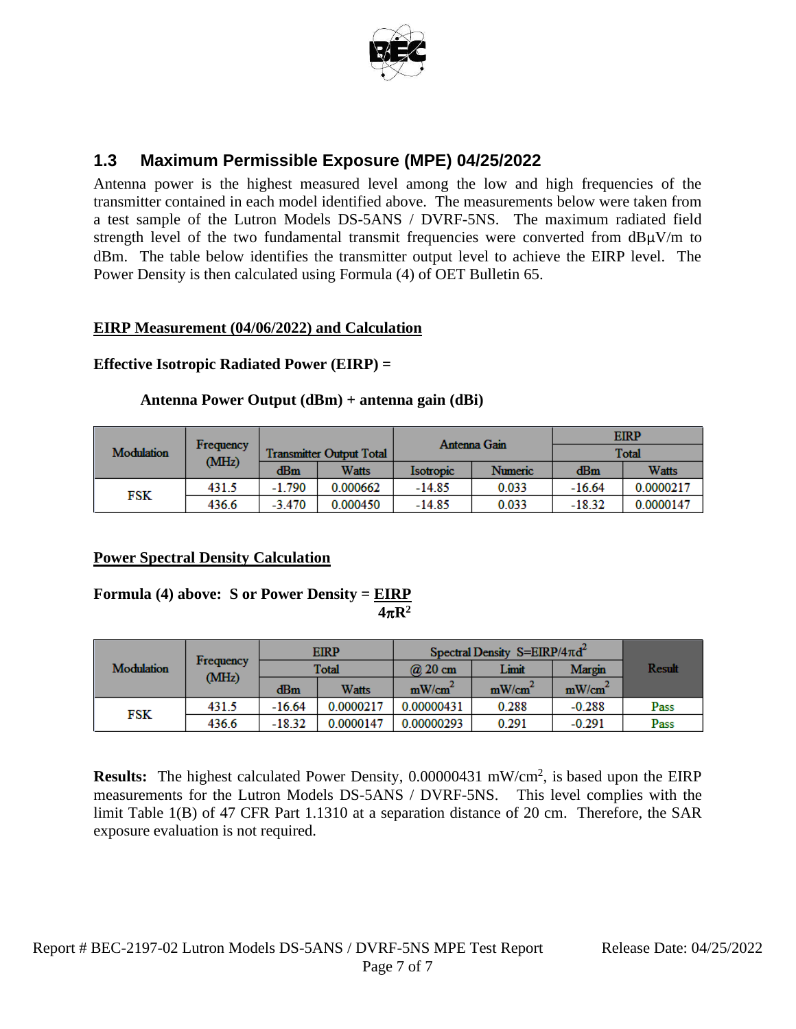## 1.3 Maximum Permissible Exposure (MPE) 04/25/2022

Antenna power is the highest measured level among the low and high frequencies of the transmitter contained in each model identified above. The measurements below were taken from a test sample of the Lutron Models DS-5ANS / DVRF-5NS. The maximum radiated field strength level of the two fundamental transmit frequencies were converted from dBμV/m to dBm. The table below identifies the transmitter output level to achieve the EIRP level. The Power Density is then calculated using Formula (4) of OET Bulletin 65.

**EIRP Measurement (04/06/2022) and Calculation**

**Effective Isotropic Radiated Power (EIRP) =**

**Antenna Power Output (dBm) + antenna gain (dBi)**

| Modulation | Frequency (MHz) | Transmitter Output Total | | Antenna Gain | | EIRP Total | |
|---|---|---|---|---|---|---|---|
| | | dBm | Watts | Isotropic | Numeric | dBm | Watts |
| FSK | 431.5 | -1.790 | 0.000662 | -14.85 | 0.033 | -16.64 | 0.0000217 |
| | 436.6 | -3.470 | 0.000450 | -14.85 | 0.033 | -18.32 | 0.0000147 |

**Power Spectral Density Calculation**

**Formula (4) above: S or Power Density = $\frac{EIRP}{4\pi R^2}$**

| Modulation | Frequency (MHz) | EIRP Total | | Spectral Density $S=EIRP/4\pi d^2$ | | | Result |
|---|---|---|---|---|---|---|---|
| | | | | @ 20 cm | Limit | Margin | |
| | | dBm | Watts | $mW/cm^2$ | $mW/cm^2$ | $mW/cm^2$ | |
| FSK | 431.5 | -16.64 | 0.0000217 | 0.00000431 | 0.288 | -0.288 | Pass |
| | 436.6 | -18.32 | 0.0000147 | 0.00000293 | 0.291 | -0.291 | Pass |

**Results:** The highest calculated Power Density, 0.00000431 $mW/cm^2$, is based upon the EIRP measurements for the Lutron Models DS-5ANS / DVRF-5NS. This level complies with the limit Table 1(B) of 47 CFR Part 1.1310 at a separation distance of 20 cm. Therefore, the SAR exposure evaluation is not required.